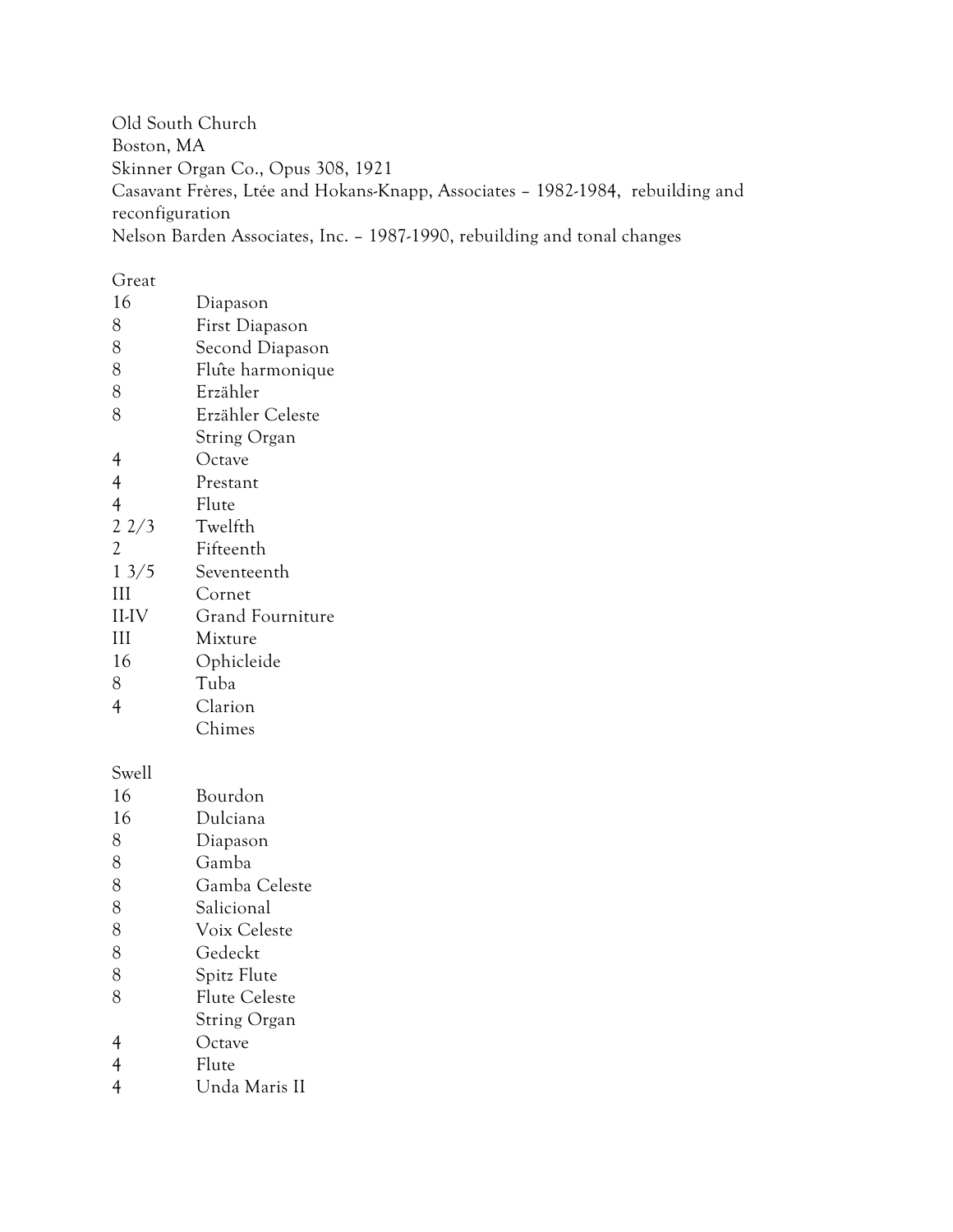Old South Church
Boston, MA
Skinner Organ Co., Opus 308, 1921
Casavant Frères, Ltée and Hokans-Knapp, Associates – 1982-1984, rebuilding and reconfiguration
Nelson Barden Associates, Inc. – 1987-1990, rebuilding and tonal changes

## Great

| | |
|---|---|
| 16 | Diapason |
| 8 | First Diapason |
| 8 | Second Diapason |
| 8 | Flûte harmonique |
| 8 | Erzähler |
| 8 | Erzähler Celeste |
| | String Organ |
| 4 | Octave |
| 4 | Prestant |
| 4 | Flute |
| 2 2/3 | Twelfth |
| 2 | Fifteenth |
| 1 3/5 | Seventeenth |
| III | Cornet |
| II-IV | Grand Fourniture |
| III | Mixture |
| 16 | Ophicleide |
| 8 | Tuba |
| 4 | Clarion |
| | Chimes |

## Swell

| | |
|---|---|
| 16 | Bourdon |
| 16 | Dulciana |
| 8 | Diapason |
| 8 | Gamba |
| 8 | Gamba Celeste |
| 8 | Salicional |
| 8 | Voix Celeste |
| 8 | Gedeckt |
| 8 | Spitz Flute |
| 8 | Flute Celeste |
| | String Organ |
| 4 | Octave |
| 4 | Flute |
| 4 | Unda Maris II |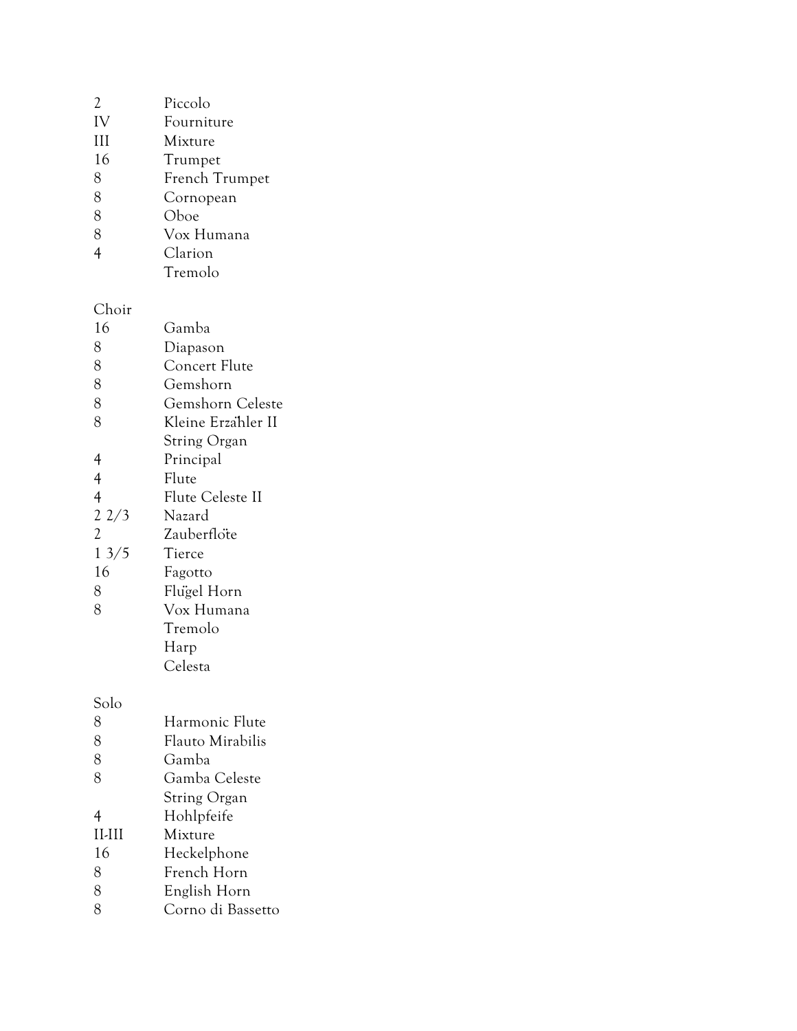| | |
|---|---|
| 2 | Piccolo |
| IV | Fourniture |
| III | Mixture |
| 16 | Trumpet |
| 8 | French Trumpet |
| 8 | Cornopean |
| 8 | Oboe |
| 8 | Vox Humana |
| 4 | Clarion |
| | Tremolo |

Choir

| | |
|---|---|
| 16 | Gamba |
| 8 | Diapason |
| 8 | Concert Flute |
| 8 | Gemshorn |
| 8 | Gemshorn Celeste |
| 8 | Kleine Erzähler II |
| | String Organ |
| 4 | Principal |
| 4 | Flute |
| 4 | Flute Celeste II |
| 2 2/3 | Nazard |
| 2 | Zauberflöte |
| 1 3/5 | Tierce |
| 16 | Fagotto |
| 8 | Flügel Horn |
| 8 | Vox Humana |
| | Tremolo |
| | Harp |
| | Celesta |

Solo

| | |
|---|---|
| 8 | Harmonic Flute |
| 8 | Flauto Mirabilis |
| 8 | Gamba |
| 8 | Gamba Celeste |
| | String Organ |
| 4 | Hohlpfeife |
| II-III | Mixture |
| 16 | Heckelphone |
| 8 | French Horn |
| 8 | English Horn |
| 8 | Corno di Bassetto |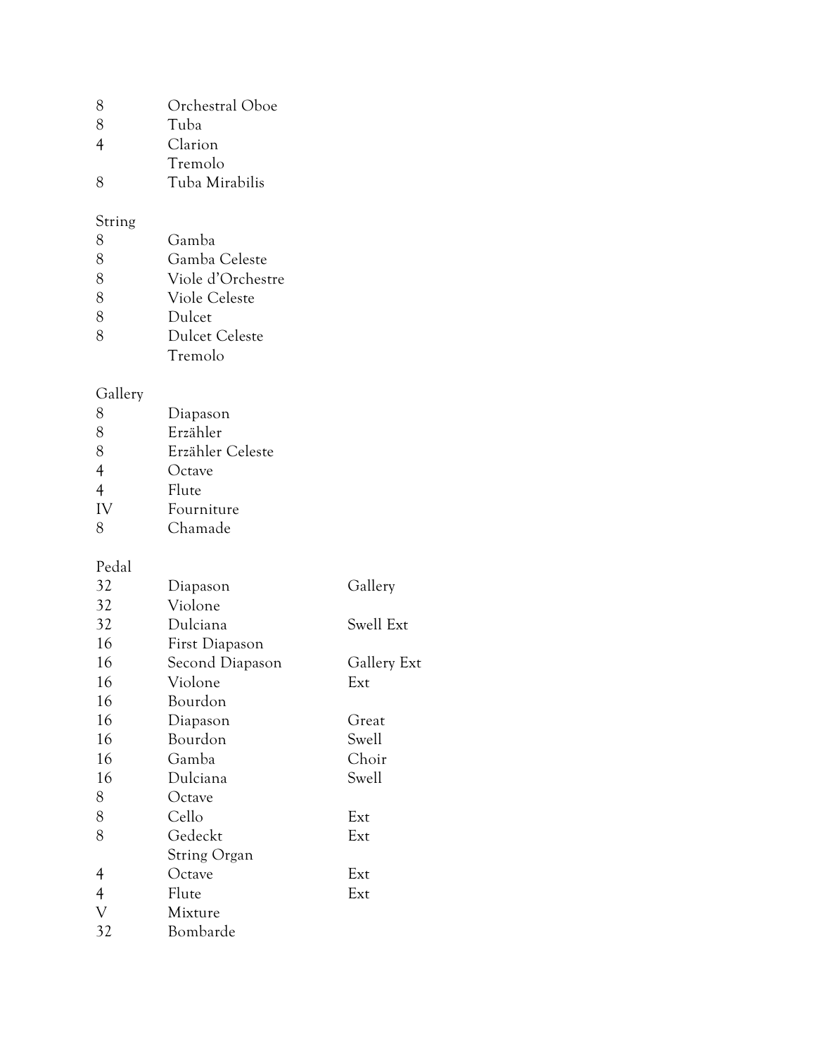| | | |
|---|---|---|
| 8 | Orchestral Oboe | |
| 8 | Tuba | |
| 4 | Clarion | |
| | Tremolo | |
| 8 | Tuba Mirabilis | |

String

| | | |
|---|---|---|
| 8 | Gamba | |
| 8 | Gamba Celeste | |
| 8 | Viole d'Orchestre | |
| 8 | Viole Celeste | |
| 8 | Dulcet | |
| 8 | Dulcet Celeste | |
| | Tremolo | |

Gallery

| | | |
|---|---|---|
| 8 | Diapason | |
| 8 | Erzähler | |
| 8 | Erzähler Celeste | |
| 4 | Octave | |
| 4 | Flute | |
| IV | Fourniture | |
| 8 | Chamade | |

Pedal

| | | |
|---|---|---|
| 32 | Diapason | Gallery |
| 32 | Violone | |
| 32 | Dulciana | Swell Ext |
| 16 | First Diapason | |
| 16 | Second Diapason | Gallery Ext |
| 16 | Violone | Ext |
| 16 | Bourdon | |
| 16 | Diapason | Great |
| 16 | Bourdon | Swell |
| 16 | Gamba | Choir |
| 16 | Dulciana | Swell |
| 8 | Octave | |
| 8 | Cello | Ext |
| 8 | Gedeckt | Ext |
| | String Organ | |
| 4 | Octave | Ext |
| 4 | Flute | Ext |
| V | Mixture | |
| 32 | Bombarde | |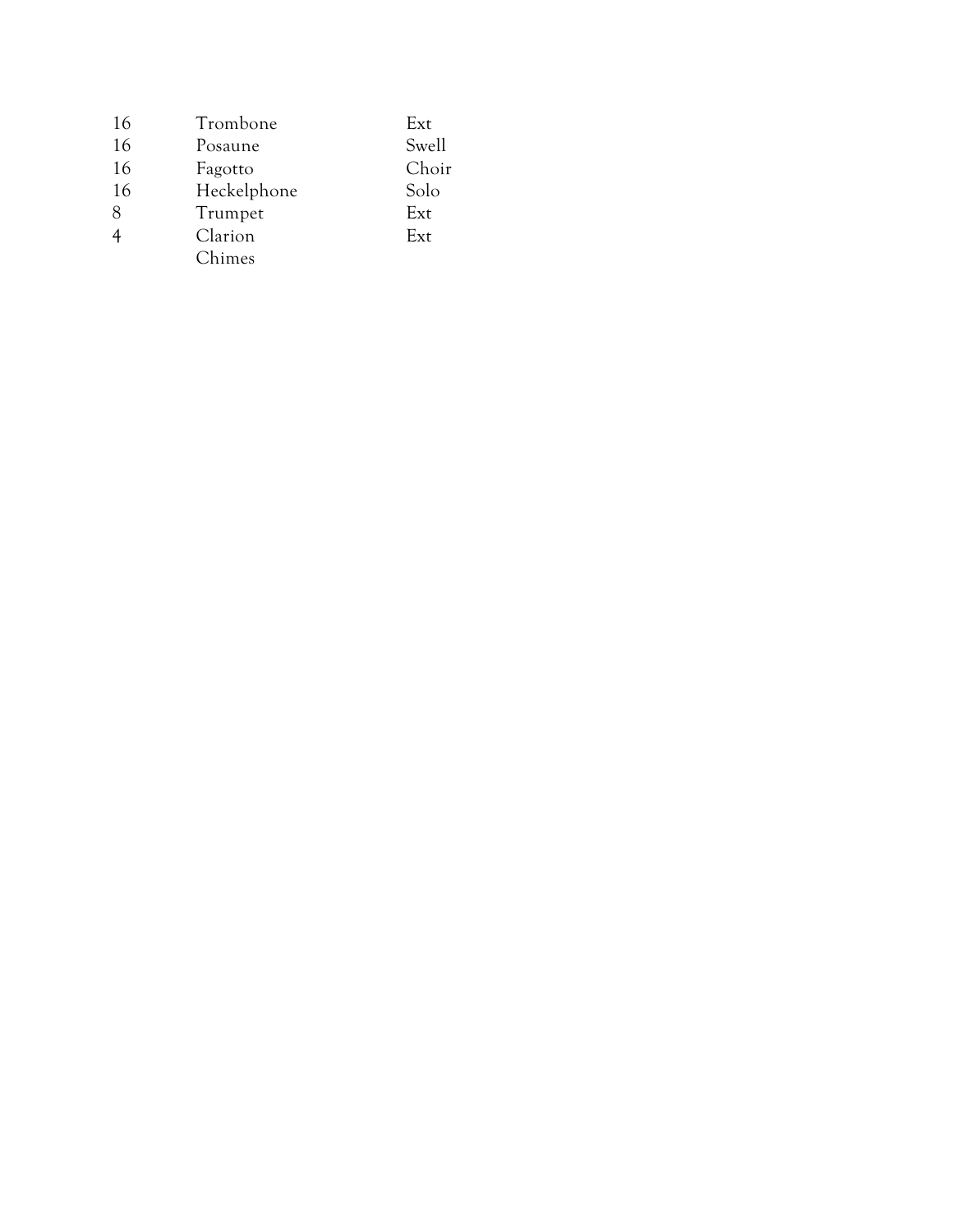| | | |
|---|---|---|
| 16 | Trombone | Ext |
| 16 | Posaune | Swell |
| 16 | Fagotto | Choir |
| 16 | Heckelphone | Solo |
| 8 | Trumpet | Ext |
| 4 | Clarion | Ext |
| | Chimes | |